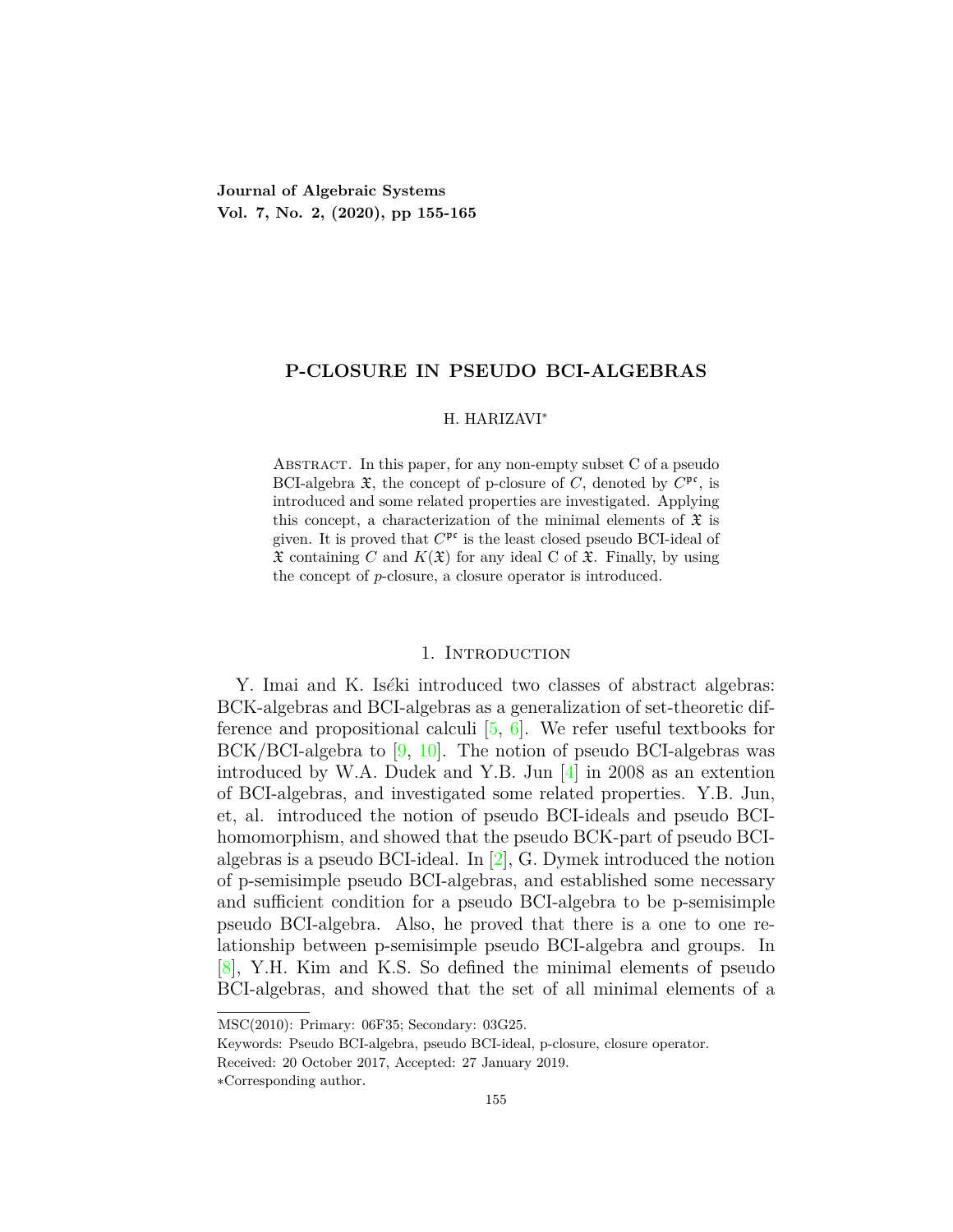**Journal of Algebraic Systems**
**Vol. 7, No. 2, (2020), pp 155-165**

# P-CLOSURE IN PSEUDO BCI-ALGEBRAS

H. HARIZAVI*

Abstract. In this paper, for any non-empty subset C of a pseudo BCI-algebra $\mathfrak{X}$, the concept of p-closure of $C$, denoted by $C^{\mathfrak{pc}}$, is introduced and some related properties are investigated. Applying this concept, a characterization of the minimal elements of $\mathfrak{X}$ is given. It is proved that $C^{\mathfrak{pc}}$ is the least closed pseudo BCI-ideal of $\mathfrak{X}$ containing $C$ and $K(\mathfrak{X})$ for any ideal C of $\mathfrak{X}$. Finally, by using the concept of *p*-closure, a closure operator is introduced.

## 1. Introduction

Y. Imai and K. Iséki introduced two classes of abstract algebras: BCK-algebras and BCI-algebras as a generalization of set-theoretic difference and propositional calculi [5, 6]. We refer useful textbooks for BCK/BCI-algebra to [9, 10]. The notion of pseudo BCI-algebras was introduced by W.A. Dudek and Y.B. Jun [4] in 2008 as an extention of BCI-algebras, and investigated some related properties. Y.B. Jun, et, al. introduced the notion of pseudo BCI-ideals and pseudo BCI-homomorphism, and showed that the pseudo BCK-part of pseudo BCI-algebras is a pseudo BCI-ideal. In [2], G. Dymek introduced the notion of p-semisimple pseudo BCI-algebras, and established some necessary and sufficient condition for a pseudo BCI-algebra to be p-semisimple pseudo BCI-algebra. Also, he proved that there is a one to one relationship between p-semisimple pseudo BCI-algebra and groups. In [8], Y.H. Kim and K.S. So defined the minimal elements of pseudo BCI-algebras, and showed that the set of all minimal elements of a

---

MSC(2010): Primary: 06F35; Secondary: 03G25.

Keywords: Pseudo BCI-algebra, pseudo BCI-ideal, p-closure, closure operator.

Received: 20 October 2017, Accepted: 27 January 2019.

*Corresponding author.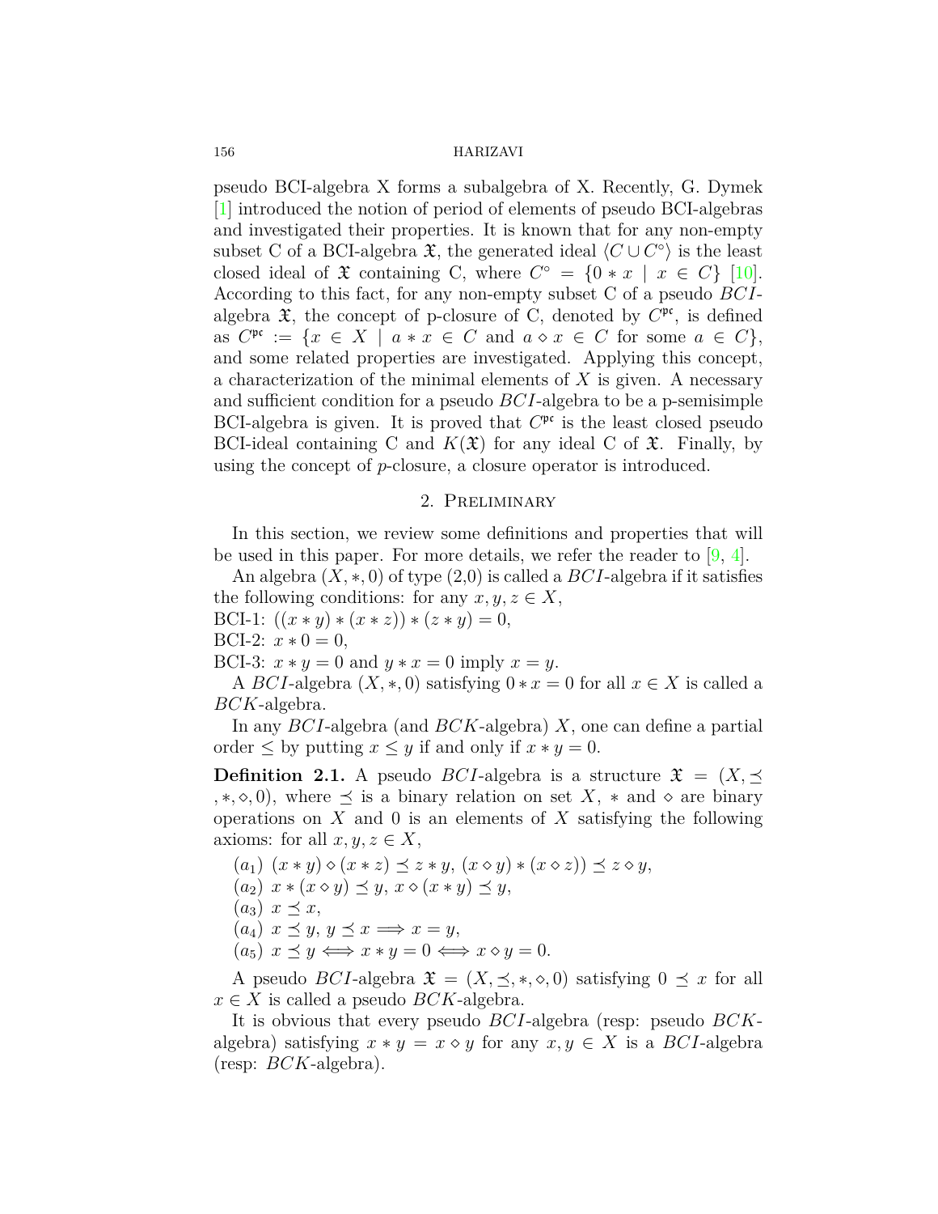pseudo BCI-algebra X forms a subalgebra of X. Recently, G. Dymek [1] introduced the notion of period of elements of pseudo BCI-algebras and investigated their properties. It is known that for any non-empty subset C of a BCI-algebra $\mathfrak{X}$, the generated ideal $\langle C \cup C^{\circ} \rangle$ is the least closed ideal of $\mathfrak{X}$ containing C, where $C^{\circ} = \{0 * x \mid x \in C\}$ [10]. According to this fact, for any non-empty subset C of a pseudo $BCI$-algebra $\mathfrak{X}$, the concept of p-closure of C, denoted by $C^{\mathfrak{pc}}$, is defined as $C^{\mathfrak{pc}} := \{x \in X \mid a * x \in C \text{ and } a \diamond x \in C \text{ for some } a \in C\}$, and some related properties are investigated. Applying this concept, a characterization of the minimal elements of $X$ is given. A necessary and sufficient condition for a pseudo $BCI$-algebra to be a p-semisimple BCI-algebra is given. It is proved that $C^{\mathfrak{pc}}$ is the least closed pseudo BCI-ideal containing C and $K(\mathfrak{X})$ for any ideal C of $\mathfrak{X}$. Finally, by using the concept of $p$-closure, a closure operator is introduced.

## 2. Preliminary

In this section, we review some definitions and properties that will be used in this paper. For more details, we refer the reader to [9, 4].

An algebra $(X, *, 0)$ of type $(2,0)$ is called a $BCI$-algebra if it satisfies the following conditions: for any $x, y, z \in X$,

BCI-1: $((x * y) * (x * z)) * (z * y) = 0$,

BCI-2: $x * 0 = 0$,

BCI-3: $x * y = 0$ and $y * x = 0$ imply $x = y$.

A $BCI$-algebra $(X, *, 0)$ satisfying $0 * x = 0$ for all $x \in X$ is called a $BCK$-algebra.

In any $BCI$-algebra (and $BCK$-algebra) $X$, one can define a partial order $\leq$ by putting $x \leq y$ if and only if $x * y = 0$.

**Definition 2.1.** A pseudo $BCI$-algebra is a structure $\mathfrak{X} = (X, \preceq, *, \diamond, 0)$, where $\preceq$ is a binary relation on set $X$, $*$ and $\diamond$ are binary operations on $X$ and 0 is an elements of $X$ satisfying the following axioms: for all $x, y, z \in X$,

- $(a_1)$ $(x * y) \diamond (x * z) \preceq z * y$, $(x \diamond y) * (x \diamond z)) \preceq z \diamond y$,
- $(a_2)$ $x * (x \diamond y) \preceq y$, $x \diamond (x * y) \preceq y$,
- $(a_3)$ $x \preceq x$,
- $(a_4)$ $x \preceq y$, $y \preceq x \Longrightarrow x = y$,
- $(a_5)$ $x \preceq y \Longleftrightarrow x * y = 0 \Longleftrightarrow x \diamond y = 0$.

A pseudo $BCI$-algebra $\mathfrak{X} = (X, \preceq, *, \diamond, 0)$ satisfying $0 \preceq x$ for all $x \in X$ is called a pseudo $BCK$-algebra.

It is obvious that every pseudo $BCI$-algebra (resp: pseudo $BCK$-algebra) satisfying $x * y = x \diamond y$ for any $x, y \in X$ is a $BCI$-algebra (resp: $BCK$-algebra).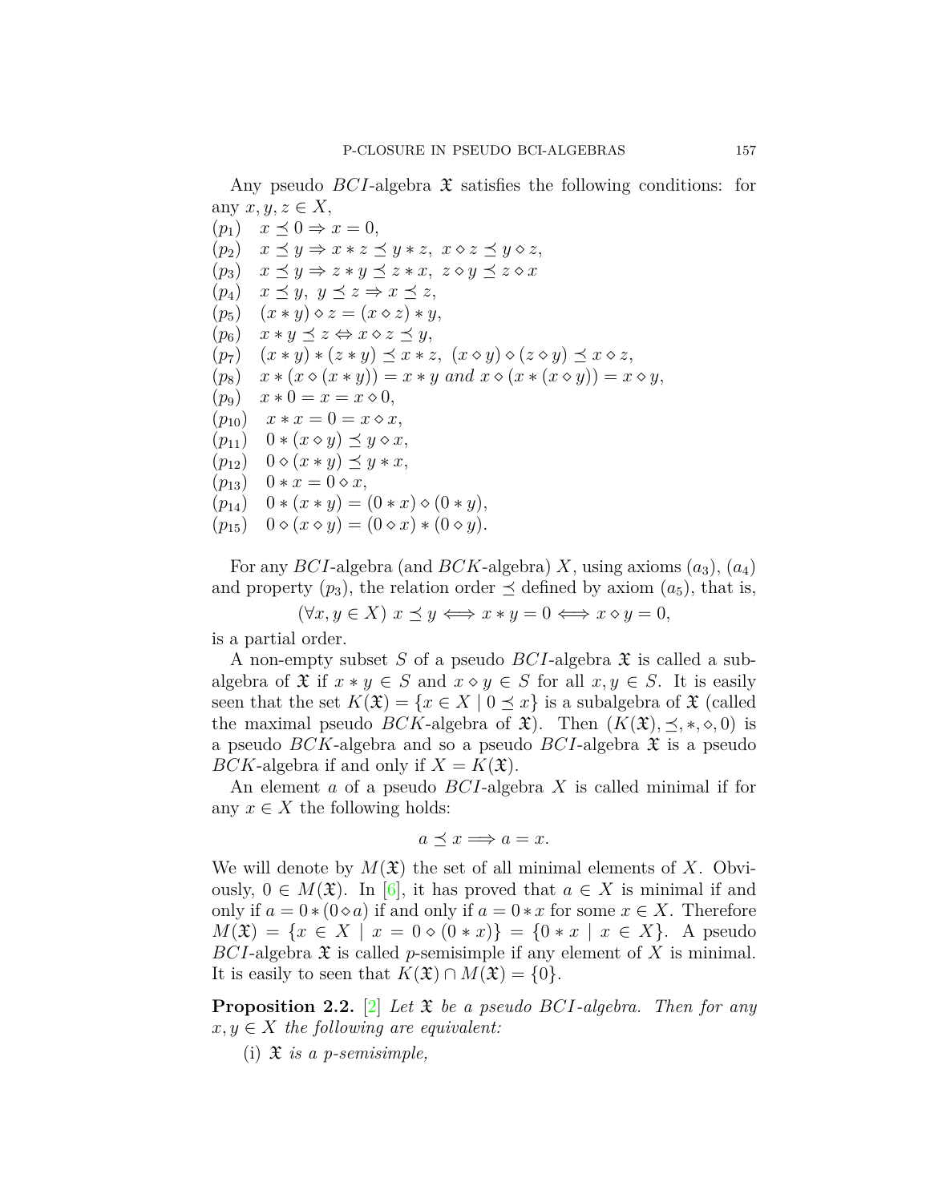Any pseudo $BCI$-algebra $\mathfrak{X}$ satisfies the following conditions: for any $x, y, z \in X$,

$(p_1)$ $x \preceq 0 \Rightarrow x = 0$,
$(p_2)$ $x \preceq y \Rightarrow x * z \preceq y * z,\ x \diamond z \preceq y \diamond z$,
$(p_3)$ $x \preceq y \Rightarrow z * y \preceq z * x,\ z \diamond y \preceq z \diamond x$
$(p_4)$ $x \preceq y,\ y \preceq z \Rightarrow x \preceq z$,
$(p_5)$ $(x * y) \diamond z = (x \diamond z) * y$,
$(p_6)$ $x * y \preceq z \Leftrightarrow x \diamond z \preceq y$,
$(p_7)$ $(x * y) * (z * y) \preceq x * z,\ (x \diamond y) \diamond (z \diamond y) \preceq x \diamond z$,
$(p_8)$ $x * (x \diamond (x * y)) = x * y$ *and* $x \diamond (x * (x \diamond y)) = x \diamond y$,
$(p_9)$ $x * 0 = x = x \diamond 0$,
$(p_{10})$ $x * x = 0 = x \diamond x$,
$(p_{11})$ $0 * (x \diamond y) \preceq y \diamond x$,
$(p_{12})$ $0 \diamond (x * y) \preceq y * x$,
$(p_{13})$ $0 * x = 0 \diamond x$,
$(p_{14})$ $0 * (x * y) = (0 * x) \diamond (0 * y)$,
$(p_{15})$ $0 \diamond (x \diamond y) = (0 \diamond x) * (0 \diamond y)$.

For any $BCI$-algebra (and $BCK$-algebra) $X$, using axioms $(a_3)$, $(a_4)$ and property $(p_3)$, the relation order $\preceq$ defined by axiom $(a_5)$, that is,

$$(\forall x, y \in X)\ x \preceq y \Longleftrightarrow x * y = 0 \Longleftrightarrow x \diamond y = 0,$$

is a partial order.

A non-empty subset $S$ of a pseudo $BCI$-algebra $\mathfrak{X}$ is called a subalgebra of $\mathfrak{X}$ if $x * y \in S$ and $x \diamond y \in S$ for all $x, y \in S$. It is easily seen that the set $K(\mathfrak{X}) = \{x \in X \mid 0 \preceq x\}$ is a subalgebra of $\mathfrak{X}$ (called the maximal pseudo $BCK$-algebra of $\mathfrak{X}$). Then $(K(\mathfrak{X}), \preceq, *, \diamond, 0)$ is a pseudo $BCK$-algebra and so a pseudo $BCI$-algebra $\mathfrak{X}$ is a pseudo $BCK$-algebra if and only if $X = K(\mathfrak{X})$.

An element $a$ of a pseudo $BCI$-algebra $X$ is called minimal if for any $x \in X$ the following holds:

$$a \preceq x \Longrightarrow a = x.$$

We will denote by $M(\mathfrak{X})$ the set of all minimal elements of $X$. Obviously, $0 \in M(\mathfrak{X})$. In [6], it has proved that $a \in X$ is minimal if and only if $a = 0 * (0 \diamond a)$ if and only if $a = 0 * x$ for some $x \in X$. Therefore $M(\mathfrak{X}) = \{x \in X \mid x = 0 \diamond (0 * x)\} = \{0 * x \mid x \in X\}$. A pseudo $BCI$-algebra $\mathfrak{X}$ is called $p$-semisimple if any element of $X$ is minimal. It is easily to seen that $K(\mathfrak{X}) \cap M(\mathfrak{X}) = \{0\}$.

**Proposition 2.2.** [2] *Let $\mathfrak{X}$ be a pseudo $BCI$-algebra. Then for any $x, y \in X$ the following are equivalent:*

(i) *$\mathfrak{X}$ is a p-semisimple,*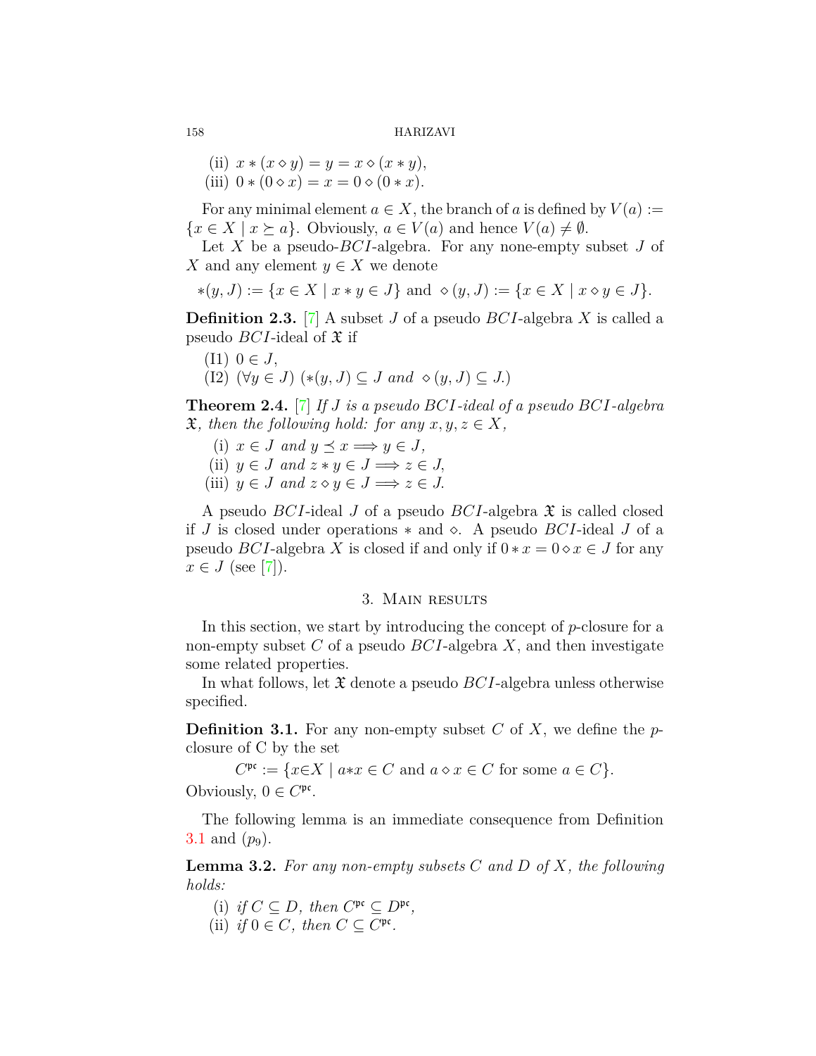(ii) $x * (x \diamond y) = y = x \diamond (x * y)$,
(iii) $0 * (0 \diamond x) = x = 0 \diamond (0 * x)$.

For any minimal element $a \in X$, the branch of $a$ is defined by $V(a) := \{x \in X \mid x \succeq a\}$. Obviously, $a \in V(a)$ and hence $V(a) \neq \emptyset$.

Let $X$ be a pseudo-$BCI$-algebra. For any none-empty subset $J$ of $X$ and any element $y \in X$ we denote

$$*(y, J) := \{x \in X \mid x * y \in J\} \text{ and } \diamond(y, J) := \{x \in X \mid x \diamond y \in J\}.$$

**Definition 2.3.** [7] A subset $J$ of a pseudo $BCI$-algebra $X$ is called a pseudo $BCI$-ideal of $\mathfrak{X}$ if

(I1) $0 \in J$,
(I2) $(\forall y \in J)$ $(*(y, J) \subseteq J$ *and* $\diamond(y, J) \subseteq J.)$

**Theorem 2.4.** [7] *If $J$ is a pseudo $BCI$-ideal of a pseudo $BCI$-algebra $\mathfrak{X}$, then the following hold: for any $x, y, z \in X$,*

(i) *$x \in J$ and $y \preceq x \Longrightarrow y \in J$,*
(ii) *$y \in J$ and $z * y \in J \Longrightarrow z \in J$,*
(iii) *$y \in J$ and $z \diamond y \in J \Longrightarrow z \in J$.*

A pseudo $BCI$-ideal $J$ of a pseudo $BCI$-algebra $\mathfrak{X}$ is called closed if $J$ is closed under operations $*$ and $\diamond$. A pseudo $BCI$-ideal $J$ of a pseudo $BCI$-algebra $X$ is closed if and only if $0 * x = 0 \diamond x \in J$ for any $x \in J$ (see [7]).

## 3. Main results

In this section, we start by introducing the concept of $p$-closure for a non-empty subset $C$ of a pseudo $BCI$-algebra $X$, and then investigate some related properties.

In what follows, let $\mathfrak{X}$ denote a pseudo $BCI$-algebra unless otherwise specified.

**Definition 3.1.** For any non-empty subset $C$ of $X$, we define the $p$-closure of C by the set

$$C^{\mathfrak{pc}} := \{x \in X \mid a * x \in C \text{ and } a \diamond x \in C \text{ for some } a \in C\}.$$

Obviously, $0 \in C^{\mathfrak{pc}}$.

The following lemma is an immediate consequence from Definition 3.1 and $(p_9)$.

**Lemma 3.2.** *For any non-empty subsets $C$ and $D$ of $X$, the following holds:*

(i) *if $C \subseteq D$, then $C^{\mathfrak{pc}} \subseteq D^{\mathfrak{pc}}$,*
(ii) *if $0 \in C$, then $C \subseteq C^{\mathfrak{pc}}$.*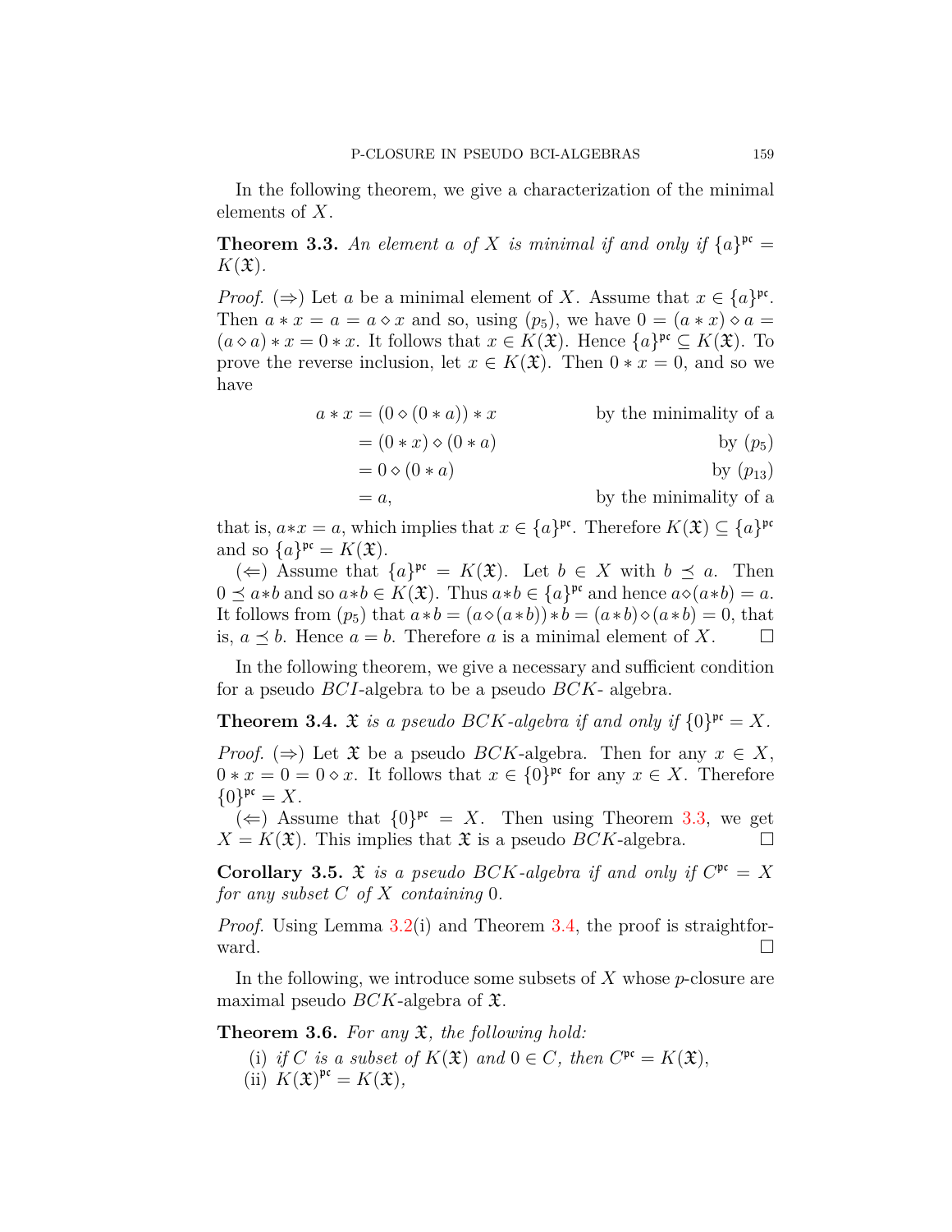In the following theorem, we give a characterization of the minimal elements of $X$.

**Theorem 3.3.** *An element $a$ of $X$ is minimal if and only if $\{a\}^{\mathfrak{pc}} = K(\mathfrak{X})$.*

*Proof.* ($\Rightarrow$) Let $a$ be a minimal element of $X$. Assume that $x \in \{a\}^{\mathfrak{pc}}$. Then $a * x = a = a \diamond x$ and so, using $(p_5)$, we have $0 = (a * x) \diamond a = (a \diamond a) * x = 0 * x$. It follows that $x \in K(\mathfrak{X})$. Hence $\{a\}^{\mathfrak{pc}} \subseteq K(\mathfrak{X})$. To prove the reverse inclusion, let $x \in K(\mathfrak{X})$. Then $0 * x = 0$, and so we have

$$
\begin{aligned}
a * x &= (0 \diamond (0 * a)) * x && \text{by the minimality of a} \\
&= (0 * x) \diamond (0 * a) && \text{by } (p_5) \\
&= 0 \diamond (0 * a) && \text{by } (p_{13}) \\
&= a, && \text{by the minimality of a}
\end{aligned}
$$

that is, $a * x = a$, which implies that $x \in \{a\}^{\mathfrak{pc}}$. Therefore $K(\mathfrak{X}) \subseteq \{a\}^{\mathfrak{pc}}$ and so $\{a\}^{\mathfrak{pc}} = K(\mathfrak{X})$.

($\Leftarrow$) Assume that $\{a\}^{\mathfrak{pc}} = K(\mathfrak{X})$. Let $b \in X$ with $b \preceq a$. Then $0 \preceq a * b$ and so $a * b \in K(\mathfrak{X})$. Thus $a * b \in \{a\}^{\mathfrak{pc}}$ and hence $a \diamond (a * b) = a$. It follows from $(p_5)$ that $a * b = (a \diamond (a * b)) * b = (a * b) \diamond (a * b) = 0$, that is, $a \preceq b$. Hence $a = b$. Therefore $a$ is a minimal element of $X$. $\square$

In the following theorem, we give a necessary and sufficient condition for a pseudo $BCI$-algebra to be a pseudo $BCK$- algebra.

**Theorem 3.4.** *$\mathfrak{X}$ is a pseudo $BCK$-algebra if and only if $\{0\}^{\mathfrak{pc}} = X$.*

*Proof.* ($\Rightarrow$) Let $\mathfrak{X}$ be a pseudo $BCK$-algebra. Then for any $x \in X$, $0 * x = 0 = 0 \diamond x$. It follows that $x \in \{0\}^{\mathfrak{pc}}$ for any $x \in X$. Therefore $\{0\}^{\mathfrak{pc}} = X$.

($\Leftarrow$) Assume that $\{0\}^{\mathfrak{pc}} = X$. Then using Theorem 3.3, we get $X = K(\mathfrak{X})$. This implies that $\mathfrak{X}$ is a pseudo $BCK$-algebra. $\square$

**Corollary 3.5.** *$\mathfrak{X}$ is a pseudo $BCK$-algebra if and only if $C^{\mathfrak{pc}} = X$ for any subset $C$ of $X$ containing $0$.*

*Proof.* Using Lemma 3.2(i) and Theorem 3.4, the proof is straightforward. $\square$

In the following, we introduce some subsets of $X$ whose $p$-closure are maximal pseudo $BCK$-algebra of $\mathfrak{X}$.

**Theorem 3.6.** *For any $\mathfrak{X}$, the following hold:*

(i) *if $C$ is a subset of $K(\mathfrak{X})$ and $0 \in C$, then $C^{\mathfrak{pc}} = K(\mathfrak{X})$,*
(ii) *$K(\mathfrak{X})^{\mathfrak{pc}} = K(\mathfrak{X})$,*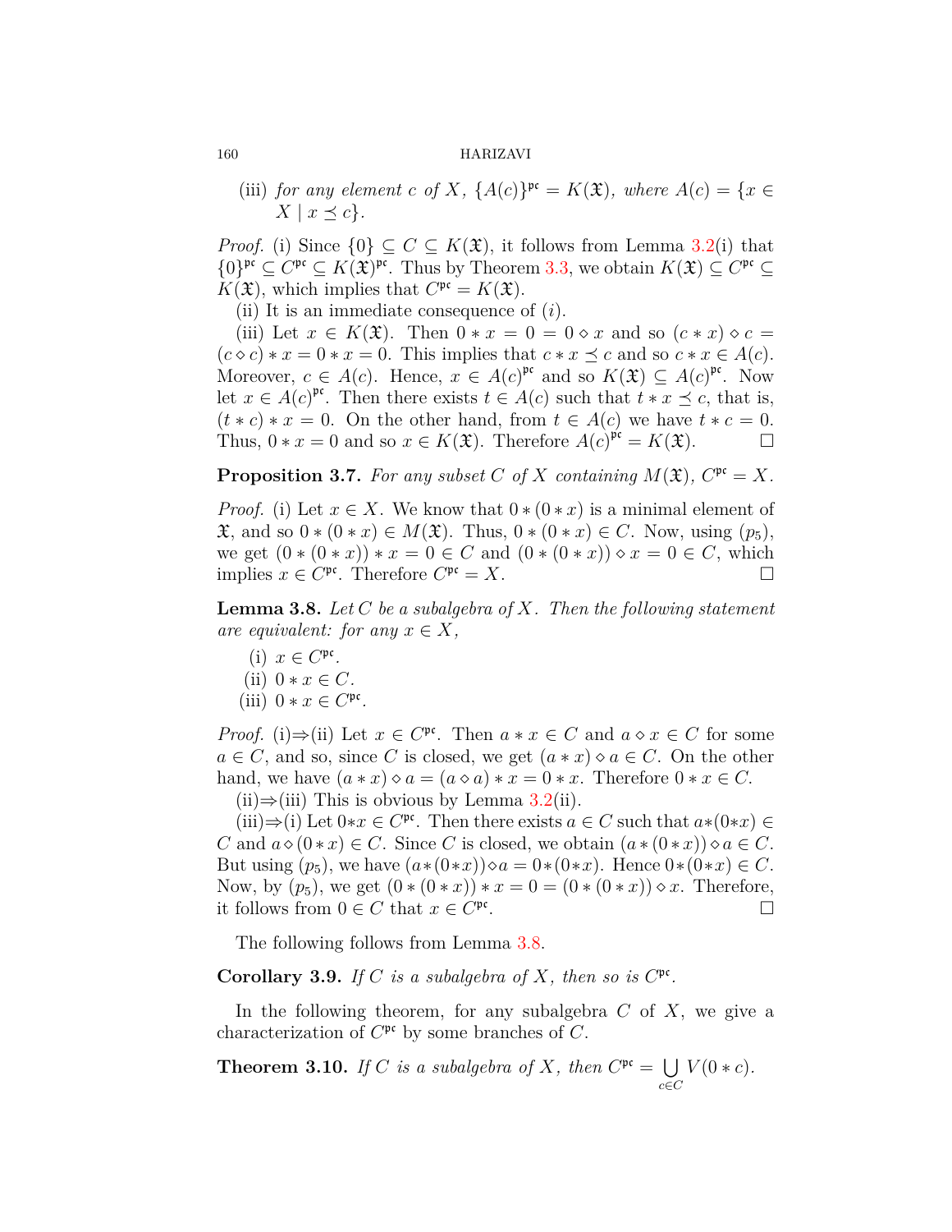(iii) *for any element $c$ of $X$, $\{A(c)\}^{\mathfrak{pc}} = K(\mathfrak{X})$, where $A(c) = \{x \in X \mid x \preceq c\}$.*

*Proof.* (i) Since $\{0\} \subseteq C \subseteq K(\mathfrak{X})$, it follows from Lemma 3.2(i) that $\{0\}^{\mathfrak{pc}} \subseteq C^{\mathfrak{pc}} \subseteq K(\mathfrak{X})^{\mathfrak{pc}}$. Thus by Theorem 3.3, we obtain $K(\mathfrak{X}) \subseteq C^{\mathfrak{pc}} \subseteq K(\mathfrak{X})$, which implies that $C^{\mathfrak{pc}} = K(\mathfrak{X})$.

(ii) It is an immediate consequence of $(i)$.

(iii) Let $x \in K(\mathfrak{X})$. Then $0 * x = 0 = 0 \diamond x$ and so $(c * x) \diamond c = (c \diamond c) * x = 0 * x = 0$. This implies that $c * x \preceq c$ and so $c * x \in A(c)$. Moreover, $c \in A(c)$. Hence, $x \in A(c)^{\mathfrak{pc}}$ and so $K(\mathfrak{X}) \subseteq A(c)^{\mathfrak{pc}}$. Now let $x \in A(c)^{\mathfrak{pc}}$. Then there exists $t \in A(c)$ such that $t * x \preceq c$, that is, $(t * c) * x = 0$. On the other hand, from $t \in A(c)$ we have $t * c = 0$. Thus, $0 * x = 0$ and so $x \in K(\mathfrak{X})$. Therefore $A(c)^{\mathfrak{pc}} = K(\mathfrak{X})$. $\square$

**Proposition 3.7.** *For any subset $C$ of $X$ containing $M(\mathfrak{X})$, $C^{\mathfrak{pc}} = X$.*

*Proof.* (i) Let $x \in X$. We know that $0 * (0 * x)$ is a minimal element of $\mathfrak{X}$, and so $0 * (0 * x) \in M(\mathfrak{X})$. Thus, $0 * (0 * x) \in C$. Now, using $(p_5)$, we get $(0 * (0 * x)) * x = 0 \in C$ and $(0 * (0 * x)) \diamond x = 0 \in C$, which implies $x \in C^{\mathfrak{pc}}$. Therefore $C^{\mathfrak{pc}} = X$. $\square$

**Lemma 3.8.** *Let $C$ be a subalgebra of $X$. Then the following statement are equivalent: for any $x \in X$,*

(i) $x \in C^{\mathfrak{pc}}$.
(ii) $0 * x \in C$.
(iii) $0 * x \in C^{\mathfrak{pc}}$.

*Proof.* (i)⇒(ii) Let $x \in C^{\mathfrak{pc}}$. Then $a * x \in C$ and $a \diamond x \in C$ for some $a \in C$, and so, since $C$ is closed, we get $(a * x) \diamond a \in C$. On the other hand, we have $(a * x) \diamond a = (a \diamond a) * x = 0 * x$. Therefore $0 * x \in C$.

(ii)⇒(iii) This is obvious by Lemma 3.2(ii).

(iii)⇒(i) Let $0*x \in C^{\mathfrak{pc}}$. Then there exists $a \in C$ such that $a*(0*x) \in C$ and $a \diamond (0 * x) \in C$. Since $C$ is closed, we obtain $(a * (0 * x)) \diamond a \in C$. But using $(p_5)$, we have $(a*(0*x))\diamond a = 0*(0*x)$. Hence $0*(0*x) \in C$. Now, by $(p_5)$, we get $(0 * (0 * x)) * x = 0 = (0 * (0 * x)) \diamond x$. Therefore, it follows from $0 \in C$ that $x \in C^{\mathfrak{pc}}$. $\square$

The following follows from Lemma 3.8.

**Corollary 3.9.** *If $C$ is a subalgebra of $X$, then so is $C^{\mathfrak{pc}}$.*

In the following theorem, for any subalgebra $C$ of $X$, we give a characterization of $C^{\mathfrak{pc}}$ by some branches of $C$.

**Theorem 3.10.** *If $C$ is a subalgebra of $X$, then $C^{\mathfrak{pc}} = \bigcup_{c \in C} V(0 * c)$.*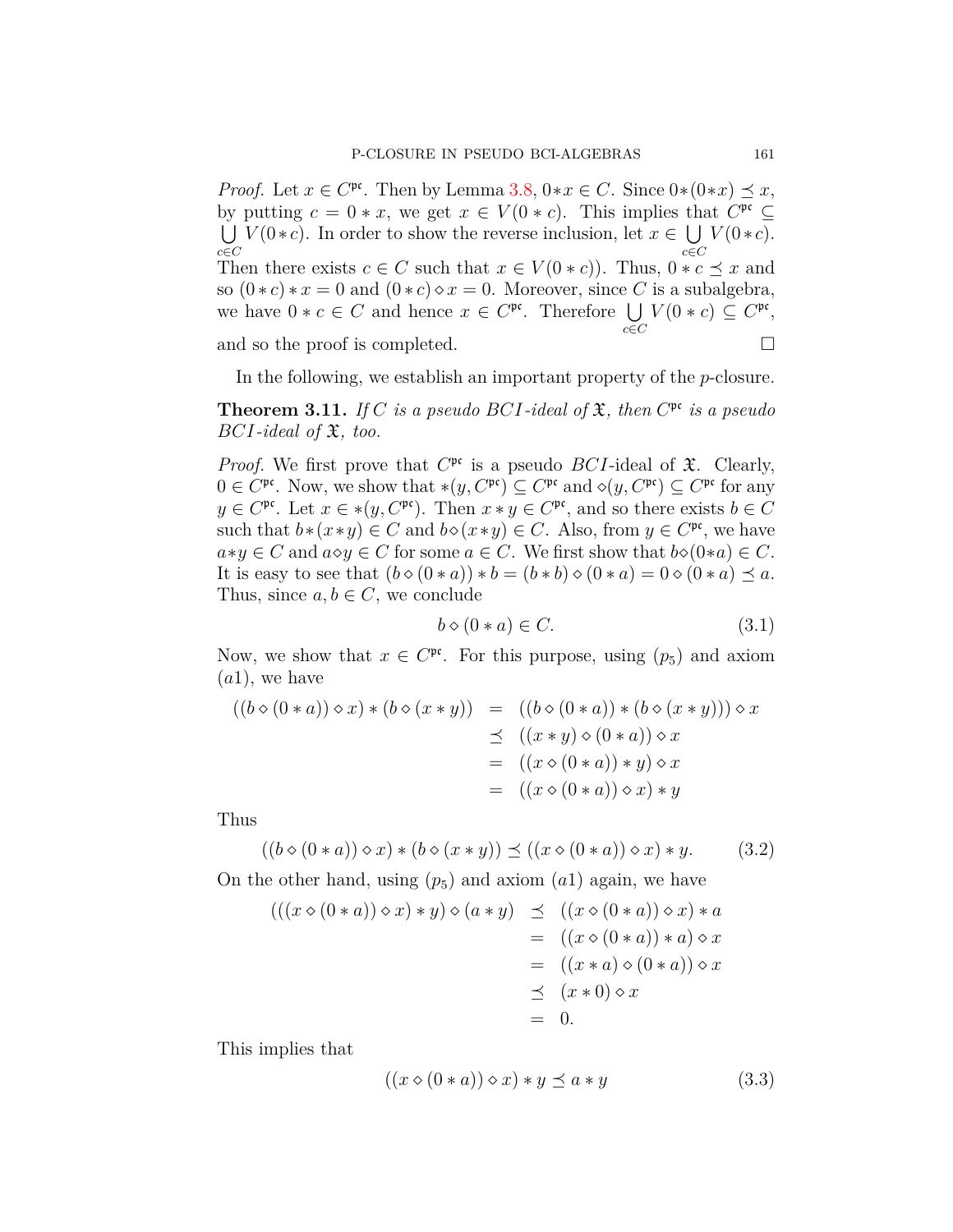*Proof.* Let $x \in C^{\mathfrak{pc}}$. Then by Lemma 3.8, $0 * x \in C$. Since $0 * (0 * x) \preceq x$, by putting $c = 0 * x$, we get $x \in V(0 * c)$. This implies that $C^{\mathfrak{pc}} \subseteq \bigcup\limits_{c \in C} V(0 * c)$. In order to show the reverse inclusion, let $x \in \bigcup\limits_{c \in C} V(0 * c)$. Then there exists $c \in C$ such that $x \in V(0 * c))$. Thus, $0 * c \preceq x$ and so $(0 * c) * x = 0$ and $(0 * c) \diamond x = 0$. Moreover, since $C$ is a subalgebra, we have $0 * c \in C$ and hence $x \in C^{\mathfrak{pc}}$. Therefore $\bigcup\limits_{c \in C} V(0 * c) \subseteq C^{\mathfrak{pc}}$, and so the proof is completed. □

In the following, we establish an important property of the $p$-closure.

**Theorem 3.11.** *If $C$ is a pseudo BCI-ideal of $\mathfrak{X}$, then $C^{\mathfrak{pc}}$ is a pseudo BCI-ideal of $\mathfrak{X}$, too.*

*Proof.* We first prove that $C^{\mathfrak{pc}}$ is a pseudo $BCI$-ideal of $\mathfrak{X}$. Clearly, $0 \in C^{\mathfrak{pc}}$. Now, we show that $*(y, C^{\mathfrak{pc}}) \subseteq C^{\mathfrak{pc}}$ and $\diamond(y, C^{\mathfrak{pc}}) \subseteq C^{\mathfrak{pc}}$ for any $y \in C^{\mathfrak{pc}}$. Let $x \in *(y, C^{\mathfrak{pc}})$. Then $x * y \in C^{\mathfrak{pc}}$, and so there exists $b \in C$ such that $b * (x * y) \in C$ and $b \diamond (x * y) \in C$. Also, from $y \in C^{\mathfrak{pc}}$, we have $a * y \in C$ and $a \diamond y \in C$ for some $a \in C$. We first show that $b \diamond (0 * a) \in C$. It is easy to see that $(b \diamond (0 * a)) * b = (b * b) \diamond (0 * a) = 0 \diamond (0 * a) \preceq a$. Thus, since $a, b \in C$, we conclude

$$b \diamond (0 * a) \in C. \tag{3.1}$$

Now, we show that $x \in C^{\mathfrak{pc}}$. For this purpose, using $(p_5)$ and axiom $(a1)$, we have

$$\begin{aligned}
((b \diamond (0 * a)) \diamond x) * (b \diamond (x * y)) &= ((b \diamond (0 * a)) * (b \diamond (x * y))) \diamond x \\
&\preceq ((x * y) \diamond (0 * a)) \diamond x \\
&= ((x \diamond (0 * a)) * y) \diamond x \\
&= ((x \diamond (0 * a)) \diamond x) * y
\end{aligned}$$

Thus

$$((b \diamond (0 * a)) \diamond x) * (b \diamond (x * y)) \preceq ((x \diamond (0 * a)) \diamond x) * y. \tag{3.2}$$

On the other hand, using $(p_5)$ and axiom $(a1)$ again, we have

$$\begin{aligned}
(((x \diamond (0 * a)) \diamond x) * y) \diamond (a * y) &\preceq ((x \diamond (0 * a)) \diamond x) * a \\
&= ((x \diamond (0 * a)) * a) \diamond x \\
&= ((x * a) \diamond (0 * a)) \diamond x \\
&\preceq (x * 0) \diamond x \\
&= 0.
\end{aligned}$$

This implies that

$$((x \diamond (0 * a)) \diamond x) * y \preceq a * y \tag{3.3}$$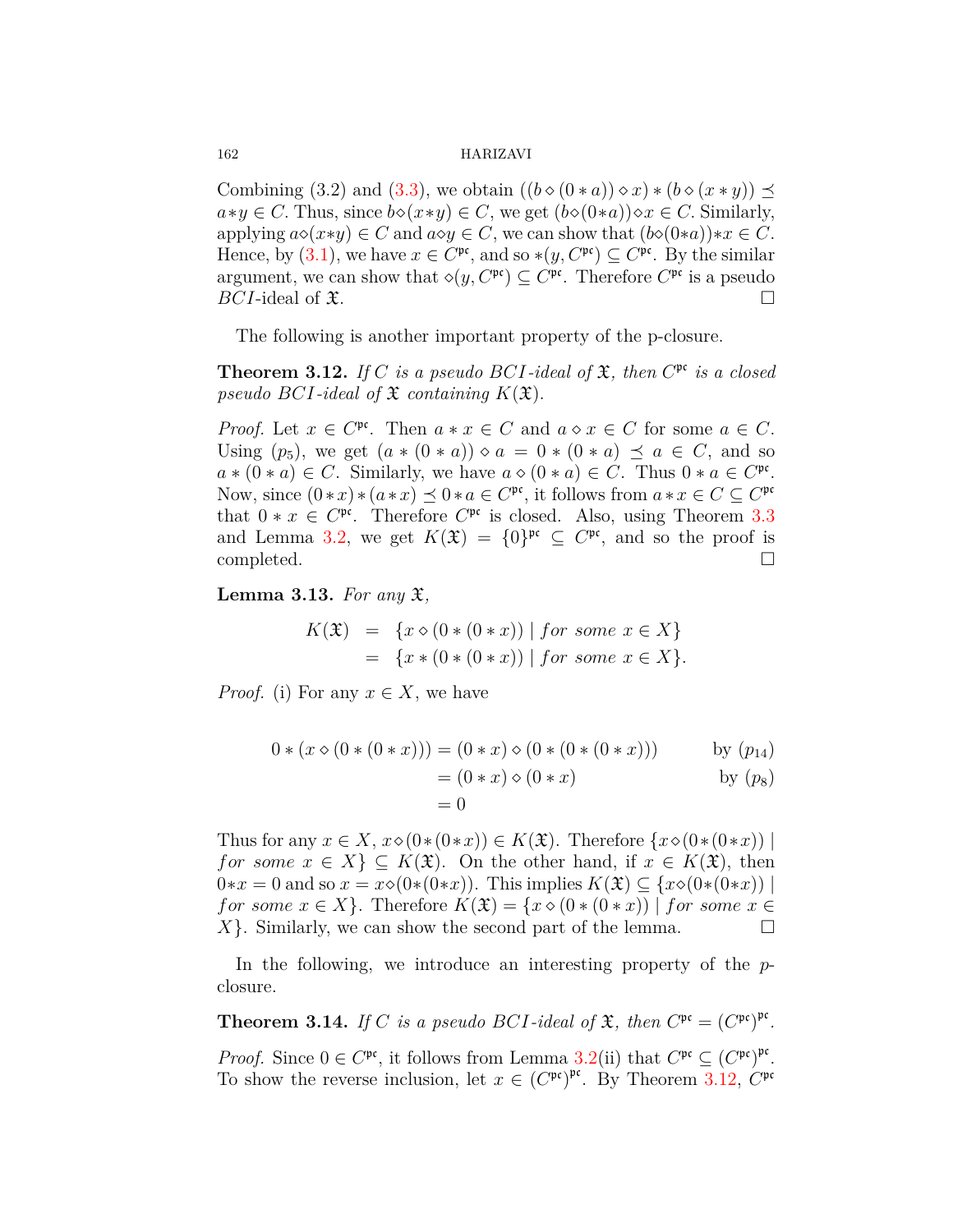Combining (3.2) and (3.3), we obtain $((b \diamond (0 * a)) \diamond x) * (b \diamond (x * y)) \preceq a * y \in C$. Thus, since $b \diamond (x * y) \in C$, we get $(b \diamond (0 * a)) \diamond x \in C$. Similarly, applying $a \diamond (x * y) \in C$ and $a \diamond y \in C$, we can show that $(b \diamond (0 * a)) * x \in C$. Hence, by (3.1), we have $x \in C^{\mathfrak{pc}}$, and so $*(y, C^{\mathfrak{pc}}) \subseteq C^{\mathfrak{pc}}$. By the similar argument, we can show that $\diamond(y, C^{\mathfrak{pc}}) \subseteq C^{\mathfrak{pc}}$. Therefore $C^{\mathfrak{pc}}$ is a pseudo $BCI$-ideal of $\mathfrak{X}$. □

The following is another important property of the p-closure.

**Theorem 3.12.** *If $C$ is a pseudo $BCI$-ideal of $\mathfrak{X}$, then $C^{\mathfrak{pc}}$ is a closed pseudo $BCI$-ideal of $\mathfrak{X}$ containing $K(\mathfrak{X})$.*

*Proof.* Let $x \in C^{\mathfrak{pc}}$. Then $a * x \in C$ and $a \diamond x \in C$ for some $a \in C$. Using $(p_5)$, we get $(a * (0 * a)) \diamond a = 0 * (0 * a) \preceq a \in C$, and so $a * (0 * a) \in C$. Similarly, we have $a \diamond (0 * a) \in C$. Thus $0 * a \in C^{\mathfrak{pc}}$. Now, since $(0 * x) * (a * x) \preceq 0 * a \in C^{\mathfrak{pc}}$, it follows from $a * x \in C \subseteq C^{\mathfrak{pc}}$ that $0 * x \in C^{\mathfrak{pc}}$. Therefore $C^{\mathfrak{pc}}$ is closed. Also, using Theorem 3.3 and Lemma 3.2, we get $K(\mathfrak{X}) = \{0\}^{\mathfrak{pc}} \subseteq C^{\mathfrak{pc}}$, and so the proof is completed. □

**Lemma 3.13.** *For any $\mathfrak{X}$,*

$$\begin{aligned} K(\mathfrak{X}) &= \{x \diamond (0 * (0 * x)) \mid \textit{for some } x \in X\} \\ &= \{x * (0 * (0 * x)) \mid \textit{for some } x \in X\}. \end{aligned}$$

*Proof.* (i) For any $x \in X$, we have

$$\begin{aligned} 0 * (x \diamond (0 * (0 * x))) &= (0 * x) \diamond (0 * (0 * (0 * x))) && \text{by } (p_{14}) \\ &= (0 * x) \diamond (0 * x) && \text{by } (p_8) \\ &= 0 \end{aligned}$$

Thus for any $x \in X$, $x \diamond (0 * (0 * x)) \in K(\mathfrak{X})$. Therefore $\{x \diamond (0 * (0 * x)) \mid$ *for some* $x \in X\} \subseteq K(\mathfrak{X})$. On the other hand, if $x \in K(\mathfrak{X})$, then $0 * x = 0$ and so $x = x \diamond (0 * (0 * x))$. This implies $K(\mathfrak{X}) \subseteq \{x \diamond (0 * (0 * x)) \mid$ *for some* $x \in X\}$. Therefore $K(\mathfrak{X}) = \{x \diamond (0 * (0 * x)) \mid$ *for some* $x \in X\}$. Similarly, we can show the second part of the lemma. □

In the following, we introduce an interesting property of the $p$-closure.

**Theorem 3.14.** *If $C$ is a pseudo $BCI$-ideal of $\mathfrak{X}$, then $C^{\mathfrak{pc}} = (C^{\mathfrak{pc}})^{\mathfrak{pc}}$.*

*Proof.* Since $0 \in C^{\mathfrak{pc}}$, it follows from Lemma 3.2(ii) that $C^{\mathfrak{pc}} \subseteq (C^{\mathfrak{pc}})^{\mathfrak{pc}}$. To show the reverse inclusion, let $x \in (C^{\mathfrak{pc}})^{\mathfrak{pc}}$. By Theorem 3.12, $C^{\mathfrak{pc}}$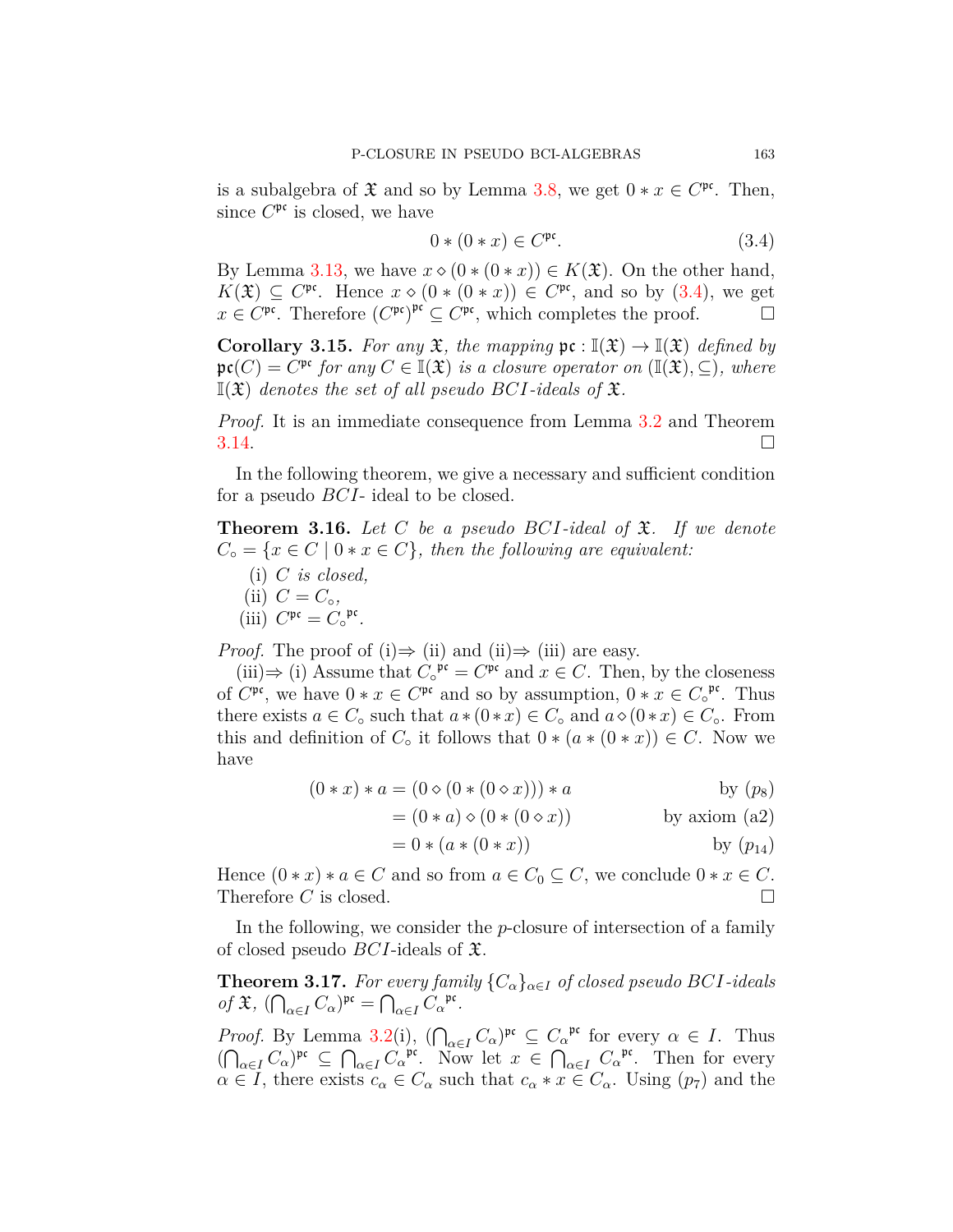is a subalgebra of $\mathfrak{X}$ and so by Lemma 3.8, we get $0 * x \in C^{\mathfrak{pc}}$. Then, since $C^{\mathfrak{pc}}$ is closed, we have

$$0 * (0 * x) \in C^{\mathfrak{pc}}. \tag{3.4}$$

By Lemma 3.13, we have $x \diamond (0 * (0 * x)) \in K(\mathfrak{X})$. On the other hand, $K(\mathfrak{X}) \subseteq C^{\mathfrak{pc}}$. Hence $x \diamond (0 * (0 * x)) \in C^{\mathfrak{pc}}$, and so by (3.4), we get $x \in C^{\mathfrak{pc}}$. Therefore $(C^{\mathfrak{pc}})^{\mathfrak{pc}} \subseteq C^{\mathfrak{pc}}$, which completes the proof. □

**Corollary 3.15.** *For any $\mathfrak{X}$, the mapping $\mathfrak{pc} : \mathbb{I}(\mathfrak{X}) \to \mathbb{I}(\mathfrak{X})$ defined by $\mathfrak{pc}(C) = C^{\mathfrak{pc}}$ for any $C \in \mathbb{I}(\mathfrak{X})$ is a closure operator on $(\mathbb{I}(\mathfrak{X}), \subseteq)$, where $\mathbb{I}(\mathfrak{X})$ denotes the set of all pseudo BCI-ideals of $\mathfrak{X}$.*

*Proof.* It is an immediate consequence from Lemma 3.2 and Theorem 3.14. □

In the following theorem, we give a necessary and sufficient condition for a pseudo $BCI$- ideal to be closed.

**Theorem 3.16.** *Let $C$ be a pseudo BCI-ideal of $\mathfrak{X}$. If we denote $C_\circ = \{x \in C \mid 0 * x \in C\}$, then the following are equivalent:*

(i) *$C$ is closed,*
(ii) *$C = C_\circ$,*
(iii) *$C^{\mathfrak{pc}} = {C_\circ}^{\mathfrak{pc}}$.*

*Proof.* The proof of (i)⇒ (ii) and (ii)⇒ (iii) are easy.

(iii)⇒ (i) Assume that ${C_\circ}^{\mathfrak{pc}} = C^{\mathfrak{pc}}$ and $x \in C$. Then, by the closeness of $C^{\mathfrak{pc}}$, we have $0 * x \in C^{\mathfrak{pc}}$ and so by assumption, $0 * x \in {C_\circ}^{\mathfrak{pc}}$. Thus there exists $a \in C_\circ$ such that $a * (0 * x) \in C_\circ$ and $a \diamond (0 * x) \in C_\circ$. From this and definition of $C_\circ$ it follows that $0 * (a * (0 * x)) \in C$. Now we have

$$\begin{aligned}
(0 * x) * a &= (0 \diamond (0 * (0 \diamond x))) * a && \text{by } (p_8)\\
&= (0 * a) \diamond (0 * (0 \diamond x)) && \text{by axiom (a2)}\\
&= 0 * (a * (0 * x)) && \text{by } (p_{14})
\end{aligned}$$

Hence $(0 * x) * a \in C$ and so from $a \in C_0 \subseteq C$, we conclude $0 * x \in C$. Therefore $C$ is closed. □

In the following, we consider the $p$-closure of intersection of a family of closed pseudo $BCI$-ideals of $\mathfrak{X}$.

**Theorem 3.17.** *For every family $\{C_\alpha\}_{\alpha \in I}$ of closed pseudo BCI-ideals of $\mathfrak{X}$, $(\bigcap_{\alpha \in I} C_\alpha)^{\mathfrak{pc}} = \bigcap_{\alpha \in I} {C_\alpha}^{\mathfrak{pc}}$.*

*Proof.* By Lemma 3.2(i), $(\bigcap_{\alpha \in I} C_\alpha)^{\mathfrak{pc}} \subseteq {C_\alpha}^{\mathfrak{pc}}$ for every $\alpha \in I$. Thus $(\bigcap_{\alpha \in I} C_\alpha)^{\mathfrak{pc}} \subseteq \bigcap_{\alpha \in I} {C_\alpha}^{\mathfrak{pc}}$. Now let $x \in \bigcap_{\alpha \in I} {C_\alpha}^{\mathfrak{pc}}$. Then for every $\alpha \in I$, there exists $c_\alpha \in C_\alpha$ such that $c_\alpha * x \in C_\alpha$. Using $(p_7)$ and the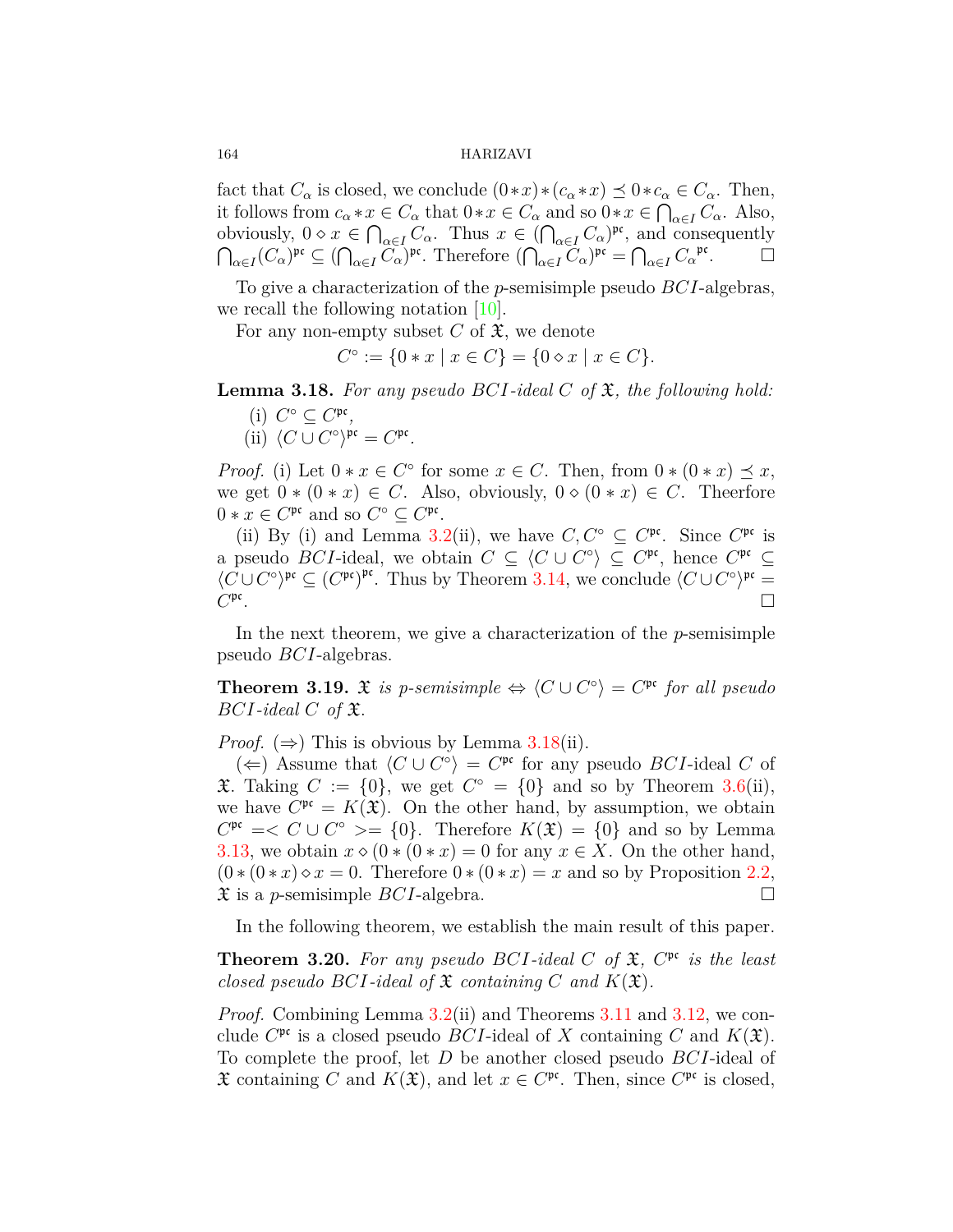fact that $C_\alpha$ is closed, we conclude $(0*x)*(c_\alpha * x) \preceq 0*c_\alpha \in C_\alpha$. Then, it follows from $c_\alpha * x \in C_\alpha$ that $0*x \in C_\alpha$ and so $0*x \in \bigcap_{\alpha\in I} C_\alpha$. Also, obviously, $0 \diamond x \in \bigcap_{\alpha\in I} C_\alpha$. Thus $x \in (\bigcap_{\alpha\in I} C_\alpha)^{\mathfrak{pc}}$, and consequently $\bigcap_{\alpha\in I}(C_\alpha)^{\mathfrak{pc}} \subseteq (\bigcap_{\alpha\in I} C_\alpha)^{\mathfrak{pc}}$. Therefore $(\bigcap_{\alpha\in I} C_\alpha)^{\mathfrak{pc}} = \bigcap_{\alpha\in I} {C_\alpha}^{\mathfrak{pc}}$. □

To give a characterization of the $p$-semisimple pseudo $BCI$-algebras, we recall the following notation [10].

For any non-empty subset $C$ of $\mathfrak{X}$, we denote

$$C^\circ := \{0 * x \mid x \in C\} = \{0 \diamond x \mid x \in C\}.$$

**Lemma 3.18.** *For any pseudo $BCI$-ideal $C$ of $\mathfrak{X}$, the following hold:*

(i) $C^\circ \subseteq C^{\mathfrak{pc}}$,

(ii) $\langle C \cup C^\circ \rangle^{\mathfrak{pc}} = C^{\mathfrak{pc}}$.

*Proof.* (i) Let $0 * x \in C^\circ$ for some $x \in C$. Then, from $0*(0*x) \preceq x$, we get $0*(0*x) \in C$. Also, obviously, $0 \diamond (0*x) \in C$. Theerfore $0*x \in C^{\mathfrak{pc}}$ and so $C^\circ \subseteq C^{\mathfrak{pc}}$.

(ii) By (i) and Lemma 3.2(ii), we have $C, C^\circ \subseteq C^{\mathfrak{pc}}$. Since $C^{\mathfrak{pc}}$ is a pseudo $BCI$-ideal, we obtain $C \subseteq \langle C \cup C^\circ \rangle \subseteq C^{\mathfrak{pc}}$, hence $C^{\mathfrak{pc}} \subseteq \langle C \cup C^\circ \rangle^{\mathfrak{pc}} \subseteq (C^{\mathfrak{pc}})^{\mathfrak{pc}}$. Thus by Theorem 3.14, we conclude $\langle C \cup C^\circ \rangle^{\mathfrak{pc}} = C^{\mathfrak{pc}}$. □

In the next theorem, we give a characterization of the $p$-semisimple pseudo $BCI$-algebras.

**Theorem 3.19.** *$\mathfrak{X}$ is $p$-semisimple $\Leftrightarrow$ $\langle C \cup C^\circ \rangle = C^{\mathfrak{pc}}$ for all pseudo $BCI$-ideal $C$ of $\mathfrak{X}$.*

*Proof.* ($\Rightarrow$) This is obvious by Lemma 3.18(ii).

($\Leftarrow$) Assume that $\langle C \cup C^\circ \rangle = C^{\mathfrak{pc}}$ for any pseudo $BCI$-ideal $C$ of $\mathfrak{X}$. Taking $C := \{0\}$, we get $C^\circ = \{0\}$ and so by Theorem 3.6(ii), we have $C^{\mathfrak{pc}} = K(\mathfrak{X})$. On the other hand, by assumption, we obtain $C^{\mathfrak{pc}} =< C \cup C^\circ >= \{0\}$. Therefore $K(\mathfrak{X}) = \{0\}$ and so by Lemma 3.13, we obtain $x \diamond (0*(0*x) = 0$ for any $x \in X$. On the other hand, $(0*(0*x) \diamond x = 0$. Therefore $0*(0*x) = x$ and so by Proposition 2.2, $\mathfrak{X}$ is a $p$-semisimple $BCI$-algebra. □

In the following theorem, we establish the main result of this paper.

**Theorem 3.20.** *For any pseudo $BCI$-ideal $C$ of $\mathfrak{X}$, $C^{\mathfrak{pc}}$ is the least closed pseudo $BCI$-ideal of $\mathfrak{X}$ containing $C$ and $K(\mathfrak{X})$.*

*Proof.* Combining Lemma 3.2(ii) and Theorems 3.11 and 3.12, we conclude $C^{\mathfrak{pc}}$ is a closed pseudo $BCI$-ideal of $X$ containing $C$ and $K(\mathfrak{X})$. To complete the proof, let $D$ be another closed pseudo $BCI$-ideal of $\mathfrak{X}$ containing $C$ and $K(\mathfrak{X})$, and let $x \in C^{\mathfrak{pc}}$. Then, since $C^{\mathfrak{pc}}$ is closed,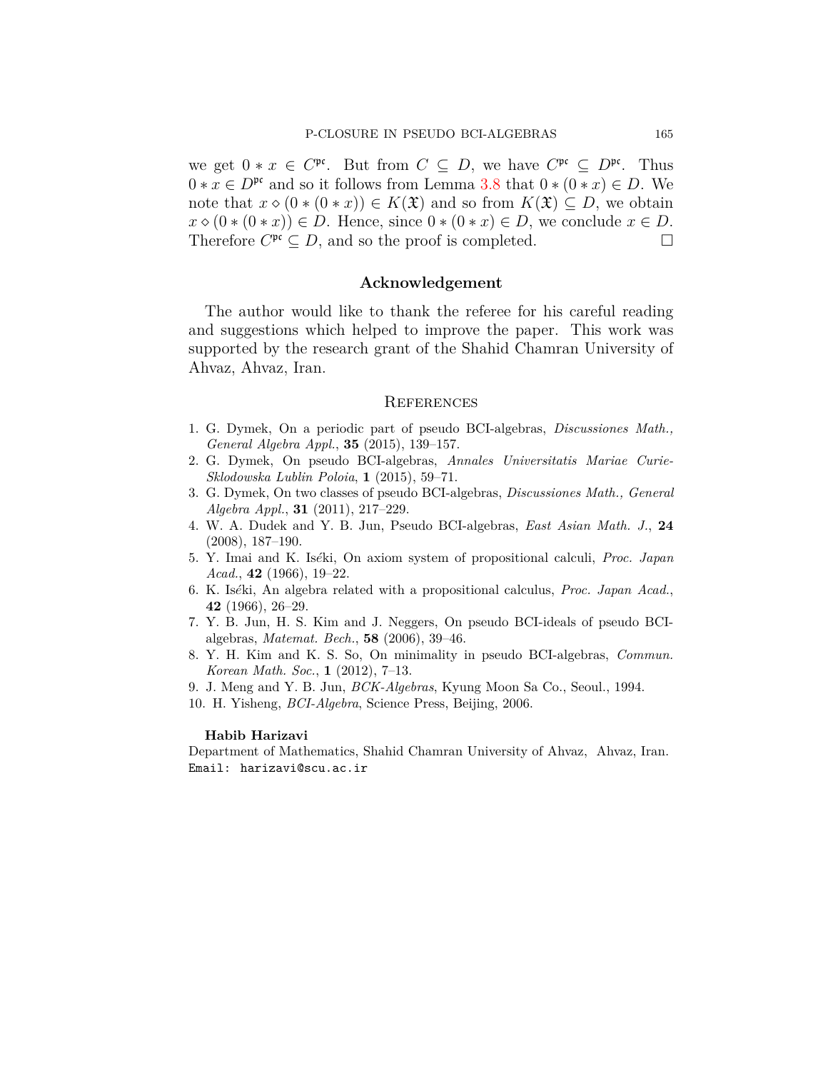we get $0 * x \in C^{\mathfrak{pc}}$. But from $C \subseteq D$, we have $C^{\mathfrak{pc}} \subseteq D^{\mathfrak{pc}}$. Thus $0 * x \in D^{\mathfrak{pc}}$ and so it follows from Lemma 3.8 that $0 * (0 * x) \in D$. We note that $x \diamond (0 * (0 * x)) \in K(\mathfrak{X})$ and so from $K(\mathfrak{X}) \subseteq D$, we obtain $x \diamond (0 * (0 * x)) \in D$. Hence, since $0 * (0 * x) \in D$, we conclude $x \in D$. Therefore $C^{\mathfrak{pc}} \subseteq D$, and so the proof is completed. □

## Acknowledgement

The author would like to thank the referee for his careful reading and suggestions which helped to improve the paper. This work was supported by the research grant of the Shahid Chamran University of Ahvaz, Ahvaz, Iran.

## References

1. G. Dymek, On a periodic part of pseudo BCI-algebras, *Discussiones Math., General Algebra Appl.*, **35** (2015), 139–157.
2. G. Dymek, On pseudo BCI-algebras, *Annales Universitatis Mariae Curie-Sklodowska Lublin Poloia*, **1** (2015), 59–71.
3. G. Dymek, On two classes of pseudo BCI-algebras, *Discussiones Math., General Algebra Appl.*, **31** (2011), 217–229.
4. W. A. Dudek and Y. B. Jun, Pseudo BCI-algebras, *East Asian Math. J.*, **24** (2008), 187–190.
5. Y. Imai and K. Iséki, On axiom system of propositional calculi, *Proc. Japan Acad.*, **42** (1966), 19–22.
6. K. Iséki, An algebra related with a propositional calculus, *Proc. Japan Acad.*, **42** (1966), 26–29.
7. Y. B. Jun, H. S. Kim and J. Neggers, On pseudo BCI-ideals of pseudo BCI-algebras, *Matemat. Bech.*, **58** (2006), 39–46.
8. Y. H. Kim and K. S. So, On minimality in pseudo BCI-algebras, *Commun. Korean Math. Soc.*, **1** (2012), 7–13.
9. J. Meng and Y. B. Jun, *BCK-Algebras*, Kyung Moon Sa Co., Seoul., 1994.
10. H. Yisheng, *BCI-Algebra*, Science Press, Beijing, 2006.

**Habib Harizavi**
Department of Mathematics, Shahid Chamran University of Ahvaz, Ahvaz, Iran.
Email: harizavi@scu.ac.ir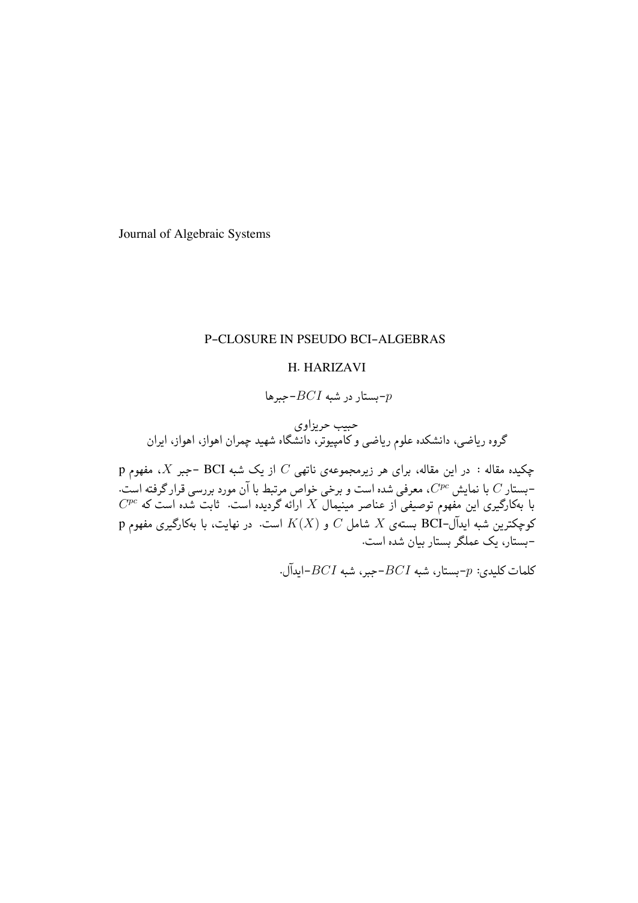Journal of Algebraic Systems

## P-CLOSURE IN PSEUDO BCI-ALGEBRAS

H. HARIZAVI

## $p$-بستار در شبه $BCI$-جبرها

حبیب حریزاوی

گروه ریاضی، دانشکده علوم ریاضی و کامپیوتر، دانشگاه شهید چمران اهواز، اهواز، ایران

چکیده مقاله : در این مقاله، برای هر زیرمجموعه‌ی ناتهی $C$ از یک شبه BCI -جبر $X$، مفهوم p -بستار $C$ با نمایش $C^{pc}$، معرفی شده است و برخی خواص مرتبط با آن مورد بررسی قرارگرفته است. با بکارگیری این مفهوم توصیفی از عناصر مینیمال $X$ ارائه گردیده است. ثابت شده است که $C^{pc}$ کوچکترین شبه ایدآل-BCI بسته‌ی $X$ شامل $C$ و $K(X)$ است. در نهایت، با بکارگیری مفهوم p -بستار، یک عملگر بستار بیان شده است.

کلمات کلیدی: $p$-بستار، شبه $BCI$-جبر، شبه $BCI$-ایدآل.